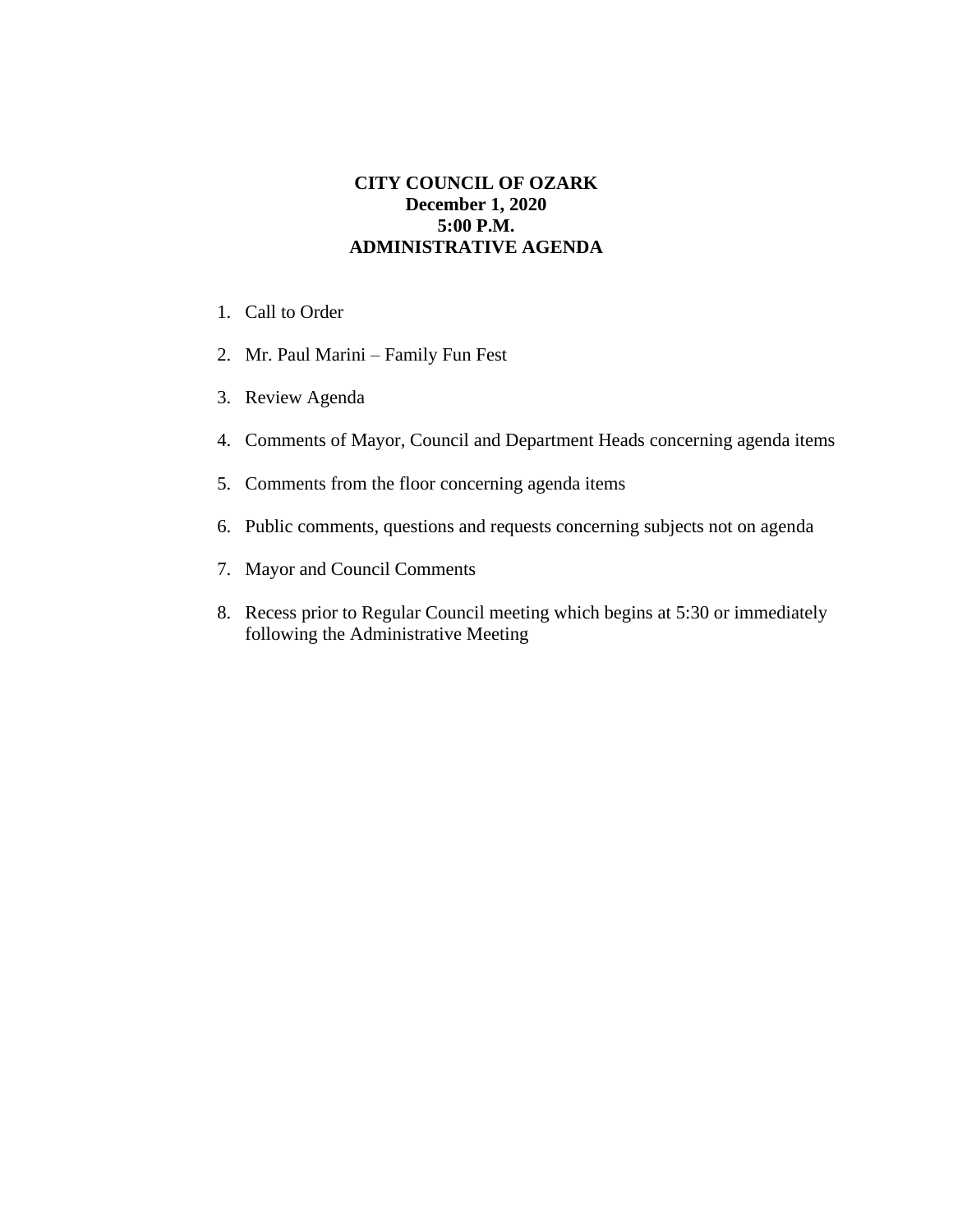**CITY COUNCIL OF OZARK**
**December 1, 2020**
**5:00 P.M.**
**ADMINISTRATIVE AGENDA**

1. Call to Order
2. Mr. Paul Marini – Family Fun Fest
3. Review Agenda
4. Comments of Mayor, Council and Department Heads concerning agenda items
5. Comments from the floor concerning agenda items
6. Public comments, questions and requests concerning subjects not on agenda
7. Mayor and Council Comments
8. Recess prior to Regular Council meeting which begins at 5:30 or immediately following the Administrative Meeting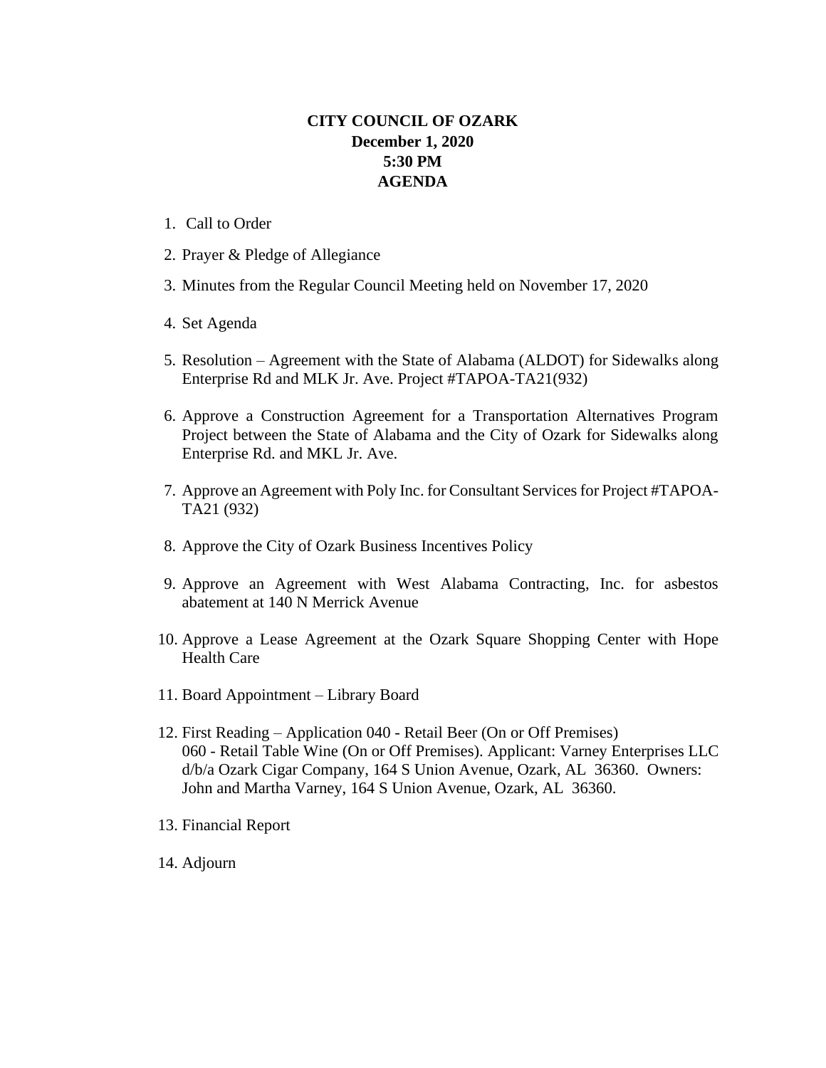**CITY COUNCIL OF OZARK**
**December 1, 2020**
**5:30 PM**
**AGENDA**

1. Call to Order
2. Prayer & Pledge of Allegiance
3. Minutes from the Regular Council Meeting held on November 17, 2020
4. Set Agenda
5. Resolution – Agreement with the State of Alabama (ALDOT) for Sidewalks along Enterprise Rd and MLK Jr. Ave. Project #TAPOA-TA21(932)
6. Approve a Construction Agreement for a Transportation Alternatives Program Project between the State of Alabama and the City of Ozark for Sidewalks along Enterprise Rd. and MKL Jr. Ave.
7. Approve an Agreement with Poly Inc. for Consultant Services for Project #TAPOA-TA21 (932)
8. Approve the City of Ozark Business Incentives Policy
9. Approve an Agreement with West Alabama Contracting, Inc. for asbestos abatement at 140 N Merrick Avenue
10. Approve a Lease Agreement at the Ozark Square Shopping Center with Hope Health Care
11. Board Appointment – Library Board
12. First Reading – Application 040 - Retail Beer (On or Off Premises) 060 - Retail Table Wine (On or Off Premises). Applicant: Varney Enterprises LLC d/b/a Ozark Cigar Company, 164 S Union Avenue, Ozark, AL 36360. Owners: John and Martha Varney, 164 S Union Avenue, Ozark, AL 36360.
13. Financial Report
14. Adjourn